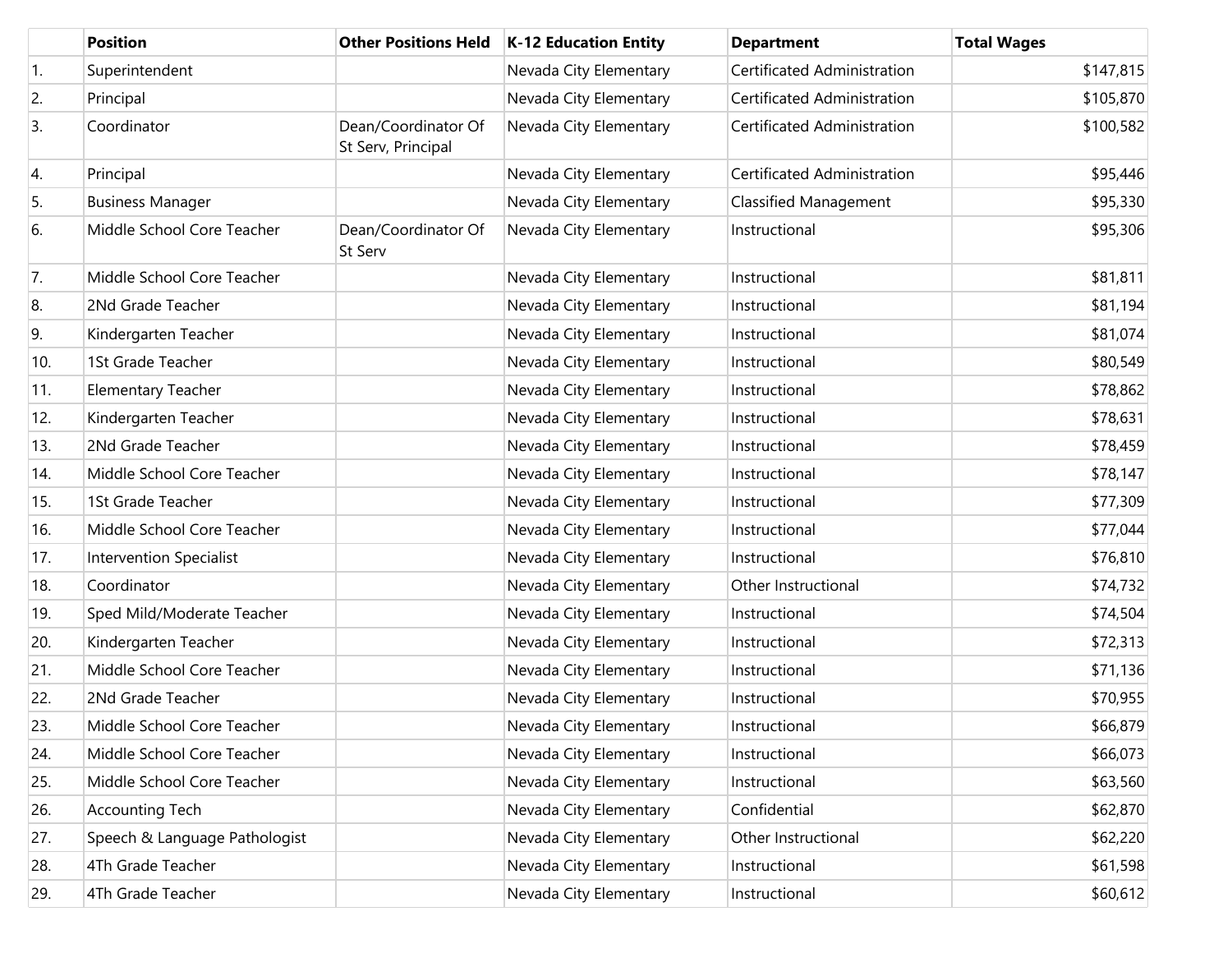| | Position | Other Positions Held | K-12 Education Entity | Department | Total Wages |
|---|---|---|---|---|---|
| 1. | Superintendent | | Nevada City Elementary | Certificated Administration | $147,815 |
| 2. | Principal | | Nevada City Elementary | Certificated Administration | $105,870 |
| 3. | Coordinator | Dean/Coordinator Of St Serv, Principal | Nevada City Elementary | Certificated Administration | $100,582 |
| 4. | Principal | | Nevada City Elementary | Certificated Administration | $95,446 |
| 5. | Business Manager | | Nevada City Elementary | Classified Management | $95,330 |
| 6. | Middle School Core Teacher | Dean/Coordinator Of St Serv | Nevada City Elementary | Instructional | $95,306 |
| 7. | Middle School Core Teacher | | Nevada City Elementary | Instructional | $81,811 |
| 8. | 2Nd Grade Teacher | | Nevada City Elementary | Instructional | $81,194 |
| 9. | Kindergarten Teacher | | Nevada City Elementary | Instructional | $81,074 |
| 10. | 1St Grade Teacher | | Nevada City Elementary | Instructional | $80,549 |
| 11. | Elementary Teacher | | Nevada City Elementary | Instructional | $78,862 |
| 12. | Kindergarten Teacher | | Nevada City Elementary | Instructional | $78,631 |
| 13. | 2Nd Grade Teacher | | Nevada City Elementary | Instructional | $78,459 |
| 14. | Middle School Core Teacher | | Nevada City Elementary | Instructional | $78,147 |
| 15. | 1St Grade Teacher | | Nevada City Elementary | Instructional | $77,309 |
| 16. | Middle School Core Teacher | | Nevada City Elementary | Instructional | $77,044 |
| 17. | Intervention Specialist | | Nevada City Elementary | Instructional | $76,810 |
| 18. | Coordinator | | Nevada City Elementary | Other Instructional | $74,732 |
| 19. | Sped Mild/Moderate Teacher | | Nevada City Elementary | Instructional | $74,504 |
| 20. | Kindergarten Teacher | | Nevada City Elementary | Instructional | $72,313 |
| 21. | Middle School Core Teacher | | Nevada City Elementary | Instructional | $71,136 |
| 22. | 2Nd Grade Teacher | | Nevada City Elementary | Instructional | $70,955 |
| 23. | Middle School Core Teacher | | Nevada City Elementary | Instructional | $66,879 |
| 24. | Middle School Core Teacher | | Nevada City Elementary | Instructional | $66,073 |
| 25. | Middle School Core Teacher | | Nevada City Elementary | Instructional | $63,560 |
| 26. | Accounting Tech | | Nevada City Elementary | Confidential | $62,870 |
| 27. | Speech & Language Pathologist | | Nevada City Elementary | Other Instructional | $62,220 |
| 28. | 4Th Grade Teacher | | Nevada City Elementary | Instructional | $61,598 |
| 29. | 4Th Grade Teacher | | Nevada City Elementary | Instructional | $60,612 |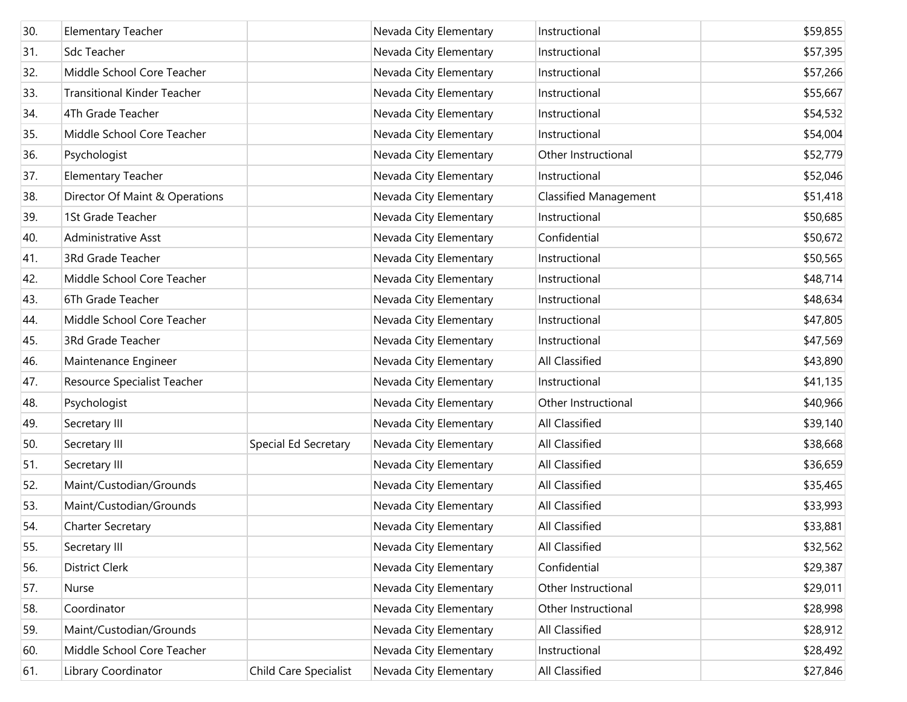| | | | | | |
|---|---|---|---|---|---|
| 30. | Elementary Teacher | | Nevada City Elementary | Instructional | $59,855 |
| 31. | Sdc Teacher | | Nevada City Elementary | Instructional | $57,395 |
| 32. | Middle School Core Teacher | | Nevada City Elementary | Instructional | $57,266 |
| 33. | Transitional Kinder Teacher | | Nevada City Elementary | Instructional | $55,667 |
| 34. | 4Th Grade Teacher | | Nevada City Elementary | Instructional | $54,532 |
| 35. | Middle School Core Teacher | | Nevada City Elementary | Instructional | $54,004 |
| 36. | Psychologist | | Nevada City Elementary | Other Instructional | $52,779 |
| 37. | Elementary Teacher | | Nevada City Elementary | Instructional | $52,046 |
| 38. | Director Of Maint & Operations | | Nevada City Elementary | Classified Management | $51,418 |
| 39. | 1St Grade Teacher | | Nevada City Elementary | Instructional | $50,685 |
| 40. | Administrative Asst | | Nevada City Elementary | Confidential | $50,672 |
| 41. | 3Rd Grade Teacher | | Nevada City Elementary | Instructional | $50,565 |
| 42. | Middle School Core Teacher | | Nevada City Elementary | Instructional | $48,714 |
| 43. | 6Th Grade Teacher | | Nevada City Elementary | Instructional | $48,634 |
| 44. | Middle School Core Teacher | | Nevada City Elementary | Instructional | $47,805 |
| 45. | 3Rd Grade Teacher | | Nevada City Elementary | Instructional | $47,569 |
| 46. | Maintenance Engineer | | Nevada City Elementary | All Classified | $43,890 |
| 47. | Resource Specialist Teacher | | Nevada City Elementary | Instructional | $41,135 |
| 48. | Psychologist | | Nevada City Elementary | Other Instructional | $40,966 |
| 49. | Secretary III | | Nevada City Elementary | All Classified | $39,140 |
| 50. | Secretary III | Special Ed Secretary | Nevada City Elementary | All Classified | $38,668 |
| 51. | Secretary III | | Nevada City Elementary | All Classified | $36,659 |
| 52. | Maint/Custodian/Grounds | | Nevada City Elementary | All Classified | $35,465 |
| 53. | Maint/Custodian/Grounds | | Nevada City Elementary | All Classified | $33,993 |
| 54. | Charter Secretary | | Nevada City Elementary | All Classified | $33,881 |
| 55. | Secretary III | | Nevada City Elementary | All Classified | $32,562 |
| 56. | District Clerk | | Nevada City Elementary | Confidential | $29,387 |
| 57. | Nurse | | Nevada City Elementary | Other Instructional | $29,011 |
| 58. | Coordinator | | Nevada City Elementary | Other Instructional | $28,998 |
| 59. | Maint/Custodian/Grounds | | Nevada City Elementary | All Classified | $28,912 |
| 60. | Middle School Core Teacher | | Nevada City Elementary | Instructional | $28,492 |
| 61. | Library Coordinator | Child Care Specialist | Nevada City Elementary | All Classified | $27,846 |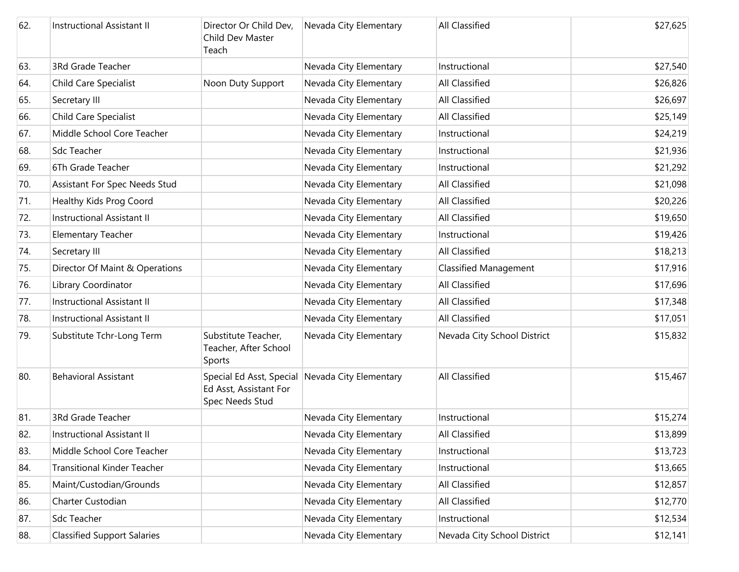| | | | | | |
|---|---|---|---|---|---|
| 62. | Instructional Assistant II | Director Or Child Dev, Child Dev Master Teach | Nevada City Elementary | All Classified | $27,625 |
| 63. | 3Rd Grade Teacher | | Nevada City Elementary | Instructional | $27,540 |
| 64. | Child Care Specialist | Noon Duty Support | Nevada City Elementary | All Classified | $26,826 |
| 65. | Secretary III | | Nevada City Elementary | All Classified | $26,697 |
| 66. | Child Care Specialist | | Nevada City Elementary | All Classified | $25,149 |
| 67. | Middle School Core Teacher | | Nevada City Elementary | Instructional | $24,219 |
| 68. | Sdc Teacher | | Nevada City Elementary | Instructional | $21,936 |
| 69. | 6Th Grade Teacher | | Nevada City Elementary | Instructional | $21,292 |
| 70. | Assistant For Spec Needs Stud | | Nevada City Elementary | All Classified | $21,098 |
| 71. | Healthy Kids Prog Coord | | Nevada City Elementary | All Classified | $20,226 |
| 72. | Instructional Assistant II | | Nevada City Elementary | All Classified | $19,650 |
| 73. | Elementary Teacher | | Nevada City Elementary | Instructional | $19,426 |
| 74. | Secretary III | | Nevada City Elementary | All Classified | $18,213 |
| 75. | Director Of Maint & Operations | | Nevada City Elementary | Classified Management | $17,916 |
| 76. | Library Coordinator | | Nevada City Elementary | All Classified | $17,696 |
| 77. | Instructional Assistant II | | Nevada City Elementary | All Classified | $17,348 |
| 78. | Instructional Assistant II | | Nevada City Elementary | All Classified | $17,051 |
| 79. | Substitute Tchr-Long Term | Substitute Teacher, Teacher, After School Sports | Nevada City Elementary | Nevada City School District | $15,832 |
| 80. | Behavioral Assistant | Special Ed Asst, Special Ed Asst, Assistant For Spec Needs Stud | Nevada City Elementary | All Classified | $15,467 |
| 81. | 3Rd Grade Teacher | | Nevada City Elementary | Instructional | $15,274 |
| 82. | Instructional Assistant II | | Nevada City Elementary | All Classified | $13,899 |
| 83. | Middle School Core Teacher | | Nevada City Elementary | Instructional | $13,723 |
| 84. | Transitional Kinder Teacher | | Nevada City Elementary | Instructional | $13,665 |
| 85. | Maint/Custodian/Grounds | | Nevada City Elementary | All Classified | $12,857 |
| 86. | Charter Custodian | | Nevada City Elementary | All Classified | $12,770 |
| 87. | Sdc Teacher | | Nevada City Elementary | Instructional | $12,534 |
| 88. | Classified Support Salaries | | Nevada City Elementary | Nevada City School District | $12,141 |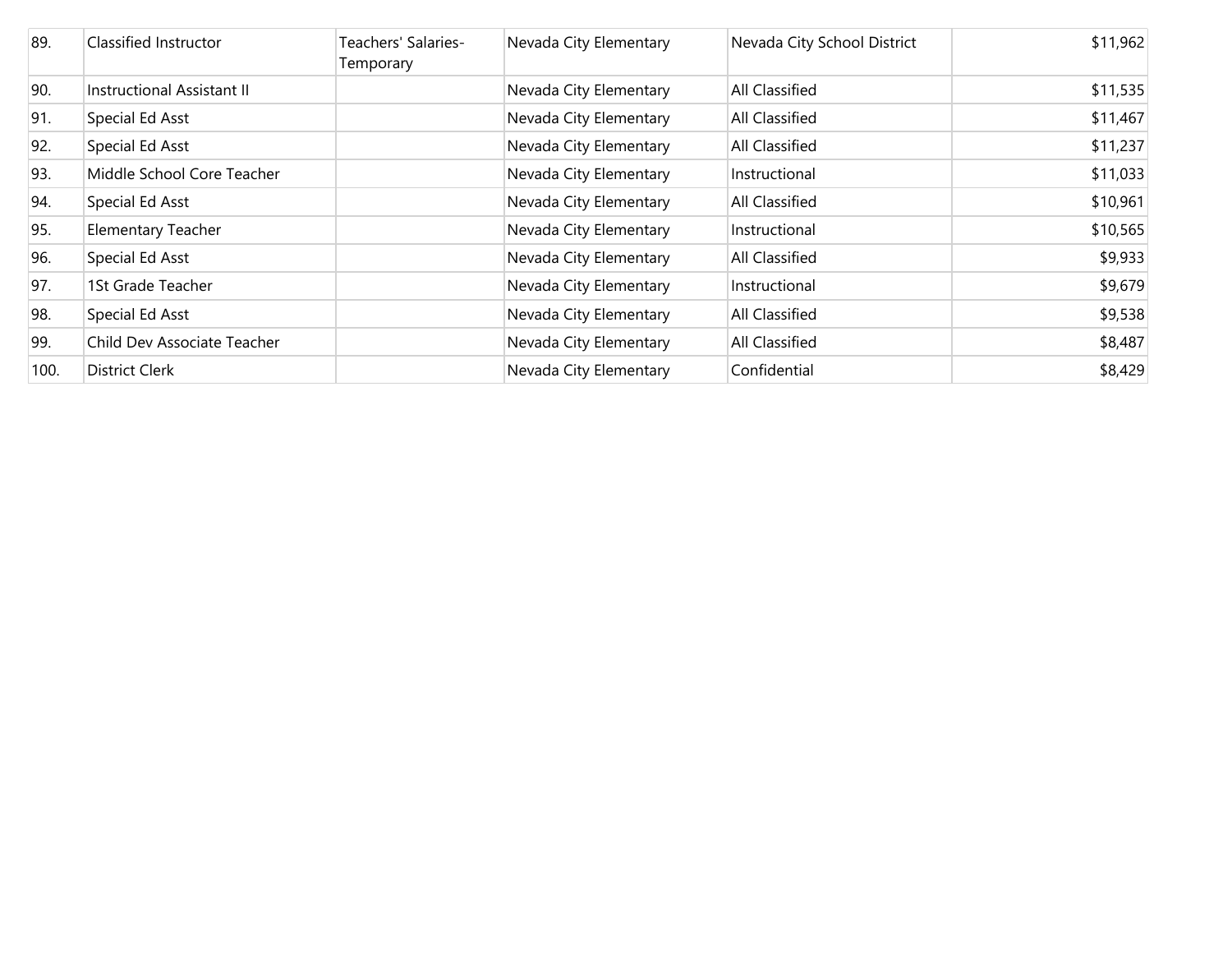| | | | | | |
|---|---|---|---|---|---|
| 89. | Classified Instructor | Teachers' Salaries-Temporary | Nevada City Elementary | Nevada City School District | $11,962 |
| 90. | Instructional Assistant II | | Nevada City Elementary | All Classified | $11,535 |
| 91. | Special Ed Asst | | Nevada City Elementary | All Classified | $11,467 |
| 92. | Special Ed Asst | | Nevada City Elementary | All Classified | $11,237 |
| 93. | Middle School Core Teacher | | Nevada City Elementary | Instructional | $11,033 |
| 94. | Special Ed Asst | | Nevada City Elementary | All Classified | $10,961 |
| 95. | Elementary Teacher | | Nevada City Elementary | Instructional | $10,565 |
| 96. | Special Ed Asst | | Nevada City Elementary | All Classified | $9,933 |
| 97. | 1St Grade Teacher | | Nevada City Elementary | Instructional | $9,679 |
| 98. | Special Ed Asst | | Nevada City Elementary | All Classified | $9,538 |
| 99. | Child Dev Associate Teacher | | Nevada City Elementary | All Classified | $8,487 |
| 100. | District Clerk | | Nevada City Elementary | Confidential | $8,429 |